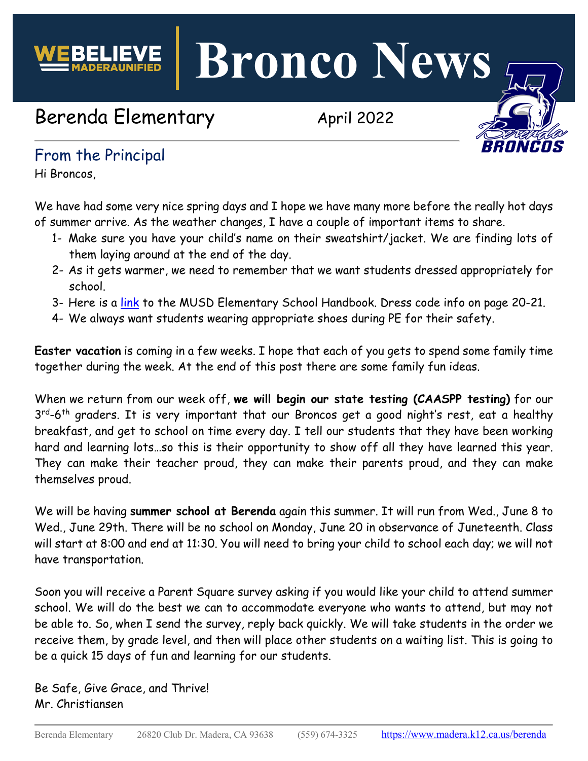WEBELIEVE MADERAUNIFIED

# Bronco News

## Berenda Elementary

April 2022

## From the Principal

Hi Broncos,

We have had some very nice spring days and I hope we have many more before the really hot days of summer arrive. As the weather changes, I have a couple of important items to share.

1- Make sure you have your child's name on their sweatshirt/jacket. We are finding lots of them laying around at the end of the day.
2- As it gets warmer, we need to remember that we want students dressed appropriately for school.
3- Here is a link to the MUSD Elementary School Handbook. Dress code info on page 20-21.
4- We always want students wearing appropriate shoes during PE for their safety.

**Easter vacation** is coming in a few weeks. I hope that each of you gets to spend some family time together during the week. At the end of this post there are some family fun ideas.

When we return from our week off, **we will begin our state testing (CAASPP testing)** for our 3rd-6th graders. It is very important that our Broncos get a good night's rest, eat a healthy breakfast, and get to school on time every day. I tell our students that they have been working hard and learning lots…so this is their opportunity to show off all they have learned this year. They can make their teacher proud, they can make their parents proud, and they can make themselves proud.

We will be having **summer school at Berenda** again this summer. It will run from Wed., June 8 to Wed., June 29th. There will be no school on Monday, June 20 in observance of Juneteenth. Class will start at 8:00 and end at 11:30. You will need to bring your child to school each day; we will not have transportation.

Soon you will receive a Parent Square survey asking if you would like your child to attend summer school. We will do the best we can to accommodate everyone who wants to attend, but may not be able to. So, when I send the survey, reply back quickly. We will take students in the order we receive them, by grade level, and then will place other students on a waiting list. This is going to be a quick 15 days of fun and learning for our students.

Be Safe, Give Grace, and Thrive!
Mr. Christiansen

Berenda Elementary 26820 Club Dr. Madera, CA 93638 (559) 674-3325 https://www.madera.k12.ca.us/berenda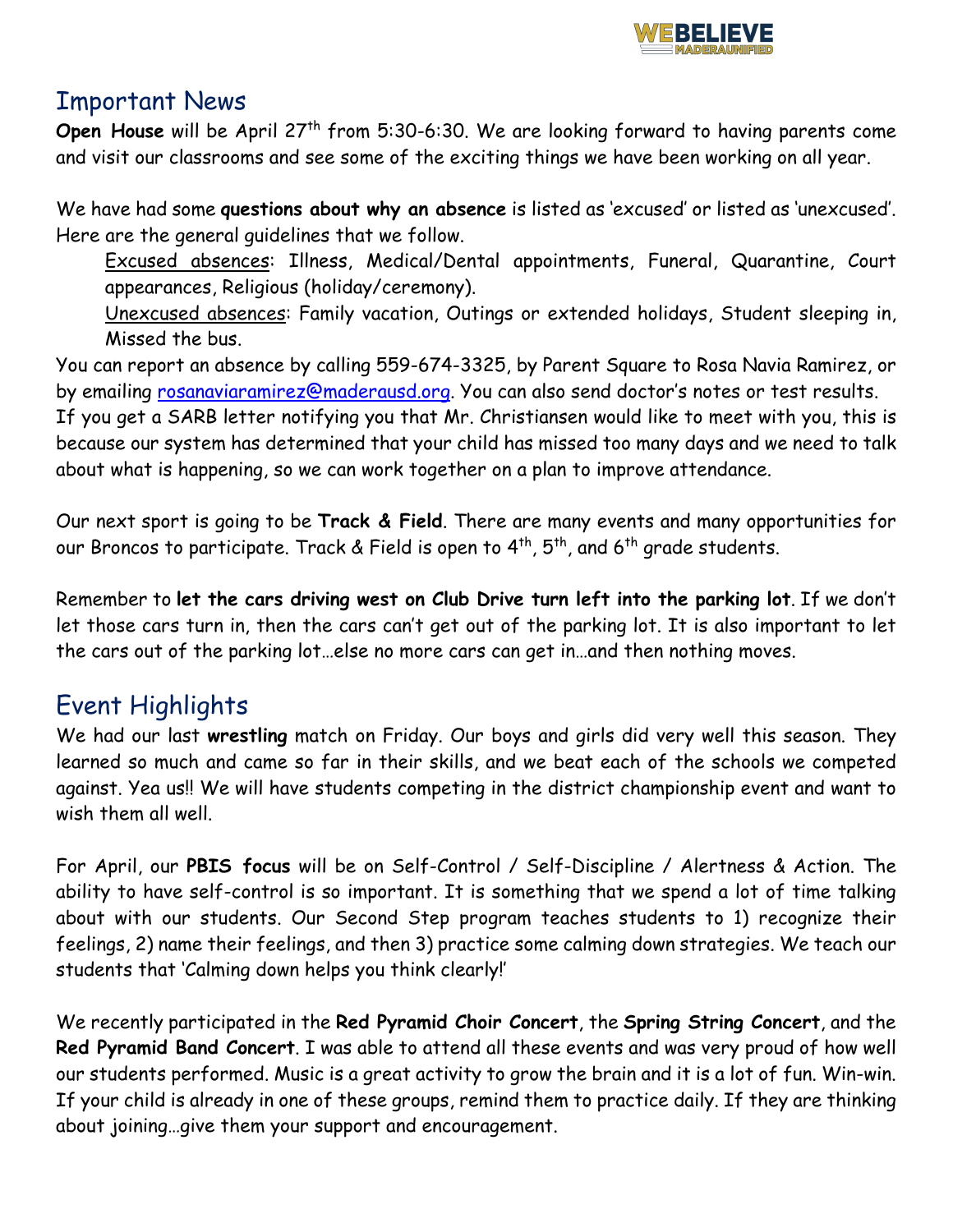## Important News

**Open House** will be April 27th from 5:30-6:30. We are looking forward to having parents come and visit our classrooms and see some of the exciting things we have been working on all year.

We have had some **questions about why an absence** is listed as 'excused' or listed as 'unexcused'. Here are the general guidelines that we follow.

Excused absences: Illness, Medical/Dental appointments, Funeral, Quarantine, Court appearances, Religious (holiday/ceremony).

Unexcused absences: Family vacation, Outings or extended holidays, Student sleeping in, Missed the bus.

You can report an absence by calling 559-674-3325, by Parent Square to Rosa Navia Ramirez, or by emailing rosanaviaramirez@maderausd.org. You can also send doctor's notes or test results. If you get a SARB letter notifying you that Mr. Christiansen would like to meet with you, this is because our system has determined that your child has missed too many days and we need to talk about what is happening, so we can work together on a plan to improve attendance.

Our next sport is going to be **Track & Field**. There are many events and many opportunities for our Broncos to participate. Track & Field is open to 4th, 5th, and 6th grade students.

Remember to **let the cars driving west on Club Drive turn left into the parking lot**. If we don't let those cars turn in, then the cars can't get out of the parking lot. It is also important to let the cars out of the parking lot…else no more cars can get in…and then nothing moves.

## Event Highlights

We had our last **wrestling** match on Friday. Our boys and girls did very well this season. They learned so much and came so far in their skills, and we beat each of the schools we competed against. Yea us!! We will have students competing in the district championship event and want to wish them all well.

For April, our **PBIS focus** will be on Self-Control / Self-Discipline / Alertness & Action. The ability to have self-control is so important. It is something that we spend a lot of time talking about with our students. Our Second Step program teaches students to 1) recognize their feelings, 2) name their feelings, and then 3) practice some calming down strategies. We teach our students that 'Calming down helps you think clearly!'

We recently participated in the **Red Pyramid Choir Concert**, the **Spring String Concert**, and the **Red Pyramid Band Concert**. I was able to attend all these events and was very proud of how well our students performed. Music is a great activity to grow the brain and it is a lot of fun. Win-win. If your child is already in one of these groups, remind them to practice daily. If they are thinking about joining…give them your support and encouragement.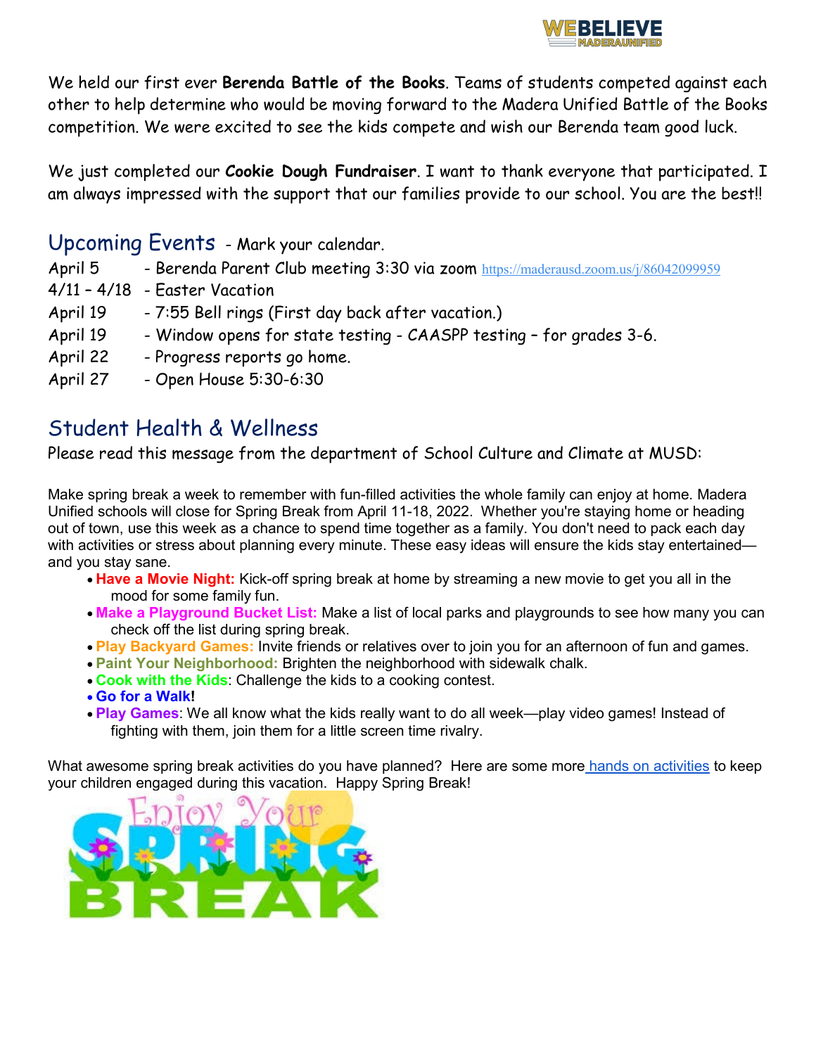We held our first ever **Berenda Battle of the Books**. Teams of students competed against each other to help determine who would be moving forward to the Madera Unified Battle of the Books competition. We were excited to see the kids compete and wish our Berenda team good luck.

We just completed our **Cookie Dough Fundraiser**. I want to thank everyone that participated. I am always impressed with the support that our families provide to our school. You are the best!!

## Upcoming Events - Mark your calendar.

| | |
|---|---|
| April 5 | - Berenda Parent Club meeting 3:30 via zoom https://maderausd.zoom.us/j/86042099959 |
| 4/11 – 4/18 | - Easter Vacation |
| April 19 | - 7:55 Bell rings (First day back after vacation.) |
| April 19 | - Window opens for state testing - CAASPP testing – for grades 3-6. |
| April 22 | - Progress reports go home. |
| April 27 | - Open House 5:30-6:30 |

## Student Health & Wellness

Please read this message from the department of School Culture and Climate at MUSD:

Make spring break a week to remember with fun-filled activities the whole family can enjoy at home. Madera Unified schools will close for Spring Break from April 11-18, 2022. Whether you're staying home or heading out of town, use this week as a chance to spend time together as a family. You don't need to pack each day with activities or stress about planning every minute. These easy ideas will ensure the kids stay entertained—and you stay sane.

- **Have a Movie Night:** Kick-off spring break at home by streaming a new movie to get you all in the mood for some family fun.
- **Make a Playground Bucket List:** Make a list of local parks and playgrounds to see how many you can check off the list during spring break.
- **Play Backyard Games:** Invite friends or relatives over to join you for an afternoon of fun and games.
- **Paint Your Neighborhood:** Brighten the neighborhood with sidewalk chalk.
- **Cook with the Kids**: Challenge the kids to a cooking contest.
- **Go for a Walk!**
- **Play Games**: We all know what the kids really want to do all week—play video games! Instead of fighting with them, join them for a little screen time rivalry.

What awesome spring break activities do you have planned? Here are some more hands on activities to keep your children engaged during this vacation. Happy Spring Break!